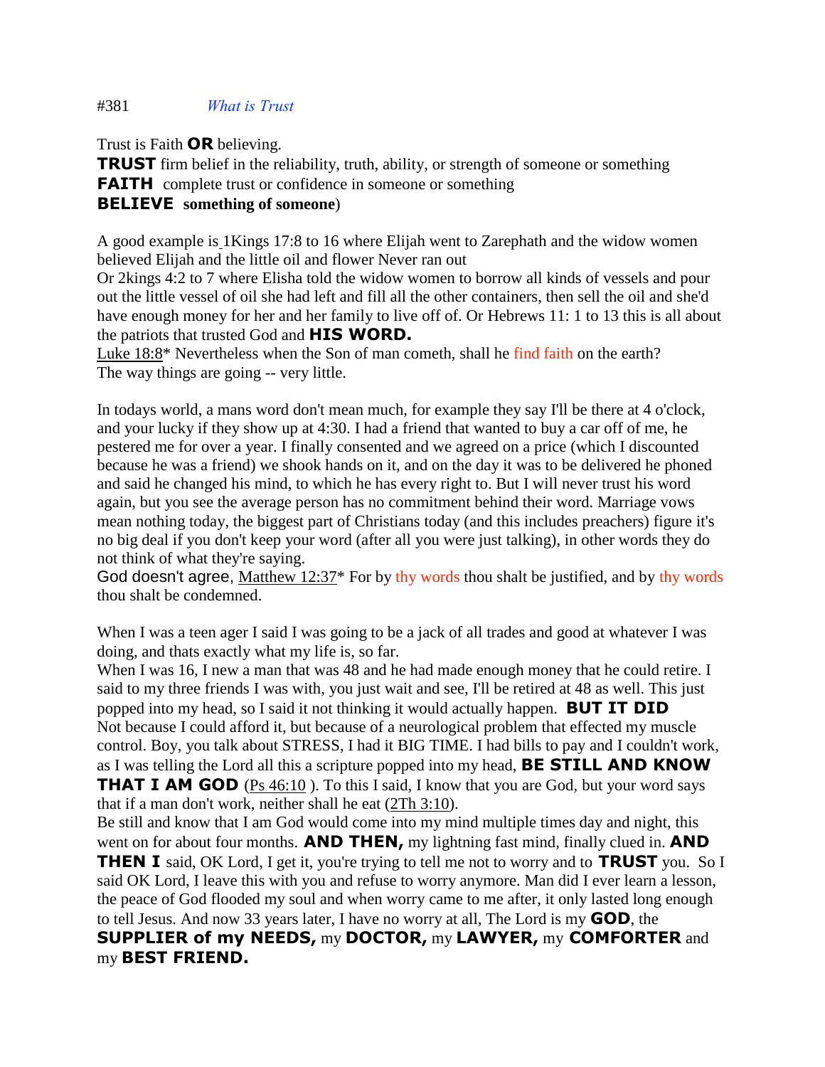#381 *What is Trust*

Trust is Faith **OR** believing.
**TRUST** firm belief in the reliability, truth, ability, or strength of someone or something
**FAITH** complete trust or confidence in someone or something
**BELIEVE something of someone**)

A good example is 1Kings 17:8 to 16 where Elijah went to Zarephath and the widow women believed Elijah and the little oil and flower Never ran out
Or 2kings 4:2 to 7 where Elisha told the widow women to borrow all kinds of vessels and pour out the little vessel of oil she had left and fill all the other containers, then sell the oil and she'd have enough money for her and her family to live off of. Or Hebrews 11: 1 to 13 this is all about the patriots that trusted God and **HIS WORD.**
Luke 18:8* Nevertheless when the Son of man cometh, shall he find faith on the earth?
The way things are going -- very little.

In todays world, a mans word don't mean much, for example they say I'll be there at 4 o'clock, and your lucky if they show up at 4:30. I had a friend that wanted to buy a car off of me, he pestered me for over a year. I finally consented and we agreed on a price (which I discounted because he was a friend) we shook hands on it, and on the day it was to be delivered he phoned and said he changed his mind, to which he has every right to. But I will never trust his word again, but you see the average person has no commitment behind their word. Marriage vows mean nothing today, the biggest part of Christians today (and this includes preachers) figure it's no big deal if you don't keep your word (after all you were just talking), in other words they do not think of what they're saying.
God doesn't agree, Matthew 12:37* For by thy words thou shalt be justified, and by thy words thou shalt be condemned.

When I was a teen ager I said I was going to be a jack of all trades and good at whatever I was doing, and thats exactly what my life is, so far.
When I was 16, I new a man that was 48 and he had made enough money that he could retire. I said to my three friends I was with, you just wait and see, I'll be retired at 48 as well. This just popped into my head, so I said it not thinking it would actually happen. **BUT IT DID**
Not because I could afford it, but because of a neurological problem that effected my muscle control. Boy, you talk about STRESS, I had it BIG TIME. I had bills to pay and I couldn't work, as I was telling the Lord all this a scripture popped into my head, **BE STILL AND KNOW THAT I AM GOD** (Ps 46:10 ). To this I said, I know that you are God, but your word says that if a man don't work, neither shall he eat (2Th 3:10).
Be still and know that I am God would come into my mind multiple times day and night, this went on for about four months. **AND THEN,** my lightning fast mind, finally clued in. **AND THEN I** said, OK Lord, I get it, you're trying to tell me not to worry and to **TRUST** you. So I said OK Lord, I leave this with you and refuse to worry anymore. Man did I ever learn a lesson, the peace of God flooded my soul and when worry came to me after, it only lasted long enough to tell Jesus. And now 33 years later, I have no worry at all, The Lord is my **GOD**, the **SUPPLIER of my NEEDS,** my **DOCTOR,** my **LAWYER,** my **COMFORTER** and my **BEST FRIEND.**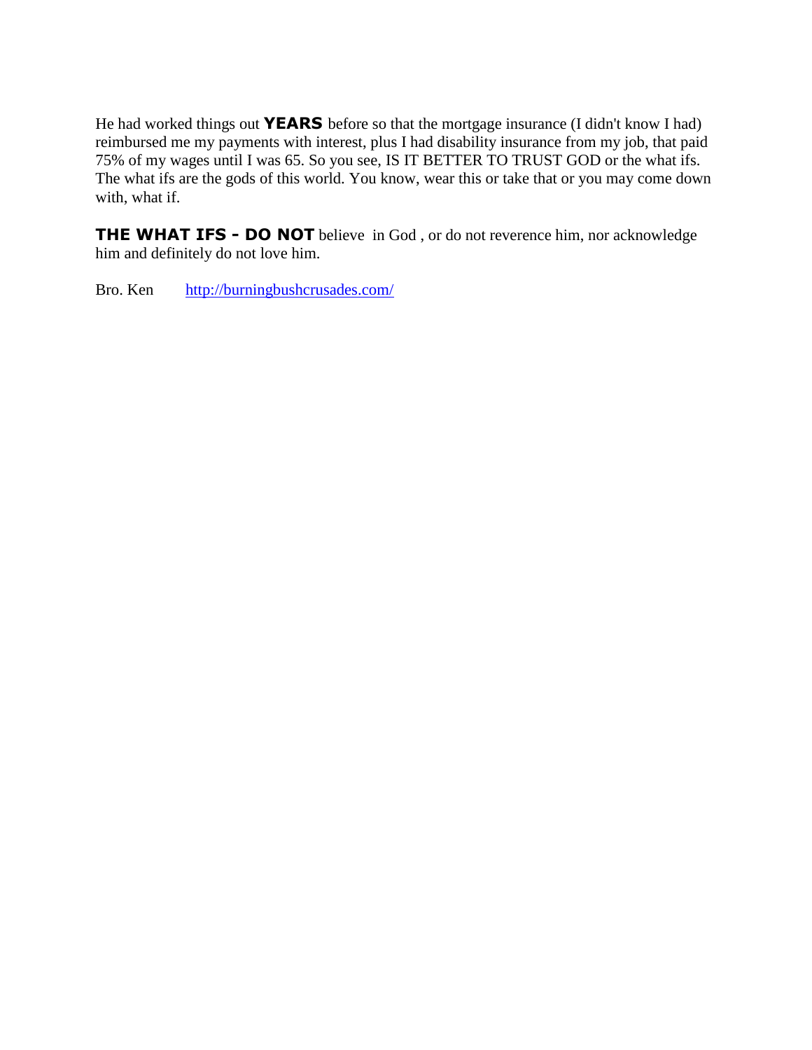He had worked things out **YEARS** before so that the mortgage insurance (I didn't know I had) reimbursed me my payments with interest, plus I had disability insurance from my job, that paid 75% of my wages until I was 65. So you see, IS IT BETTER TO TRUST GOD or the what ifs. The what ifs are the gods of this world. You know, wear this or take that or you may come down with, what if.

**THE WHAT IFS - DO NOT** believe in God , or do not reverence him, nor acknowledge him and definitely do not love him.

Bro. Ken [http://burningbushcrusades.com/](http://burningbushcrusades.com/)